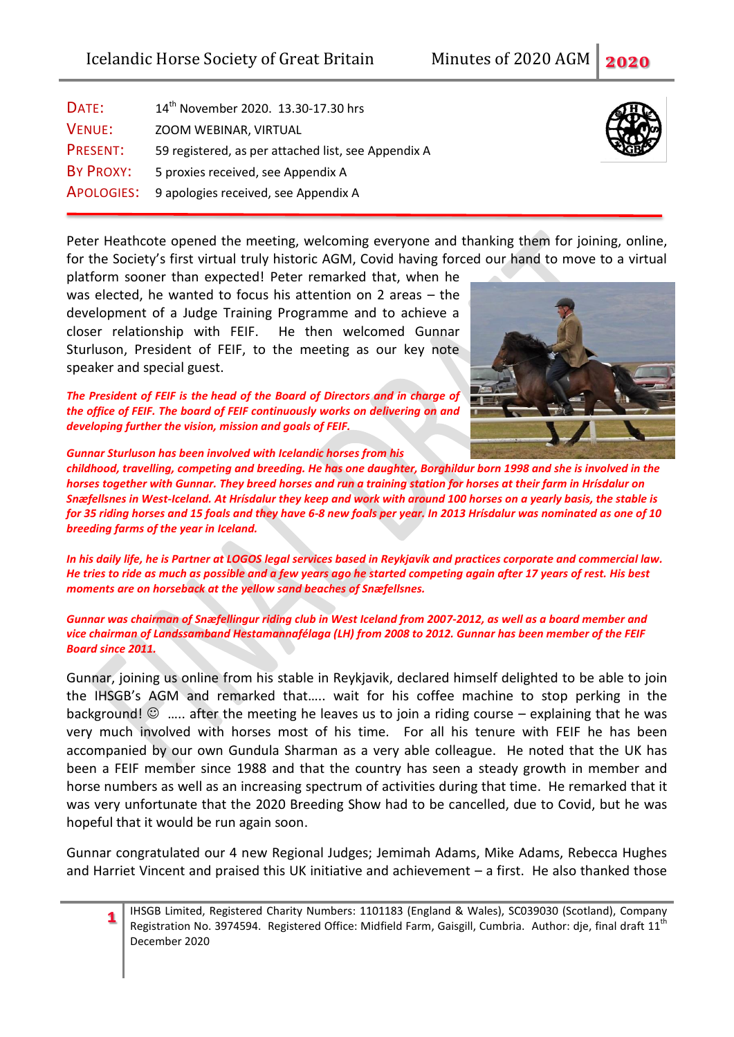| | |
|---|---|
| DATE: | 14th November 2020. 13.30-17.30 hrs |
| VENUE: | ZOOM WEBINAR, VIRTUAL |
| PRESENT: | 59 registered, as per attached list, see Appendix A |
| BY PROXY: | 5 proxies received, see Appendix A |
| APOLOGIES: | 9 apologies received, see Appendix A |

Peter Heathcote opened the meeting, welcoming everyone and thanking them for joining, online, for the Society's first virtual truly historic AGM, Covid having forced our hand to move to a virtual platform sooner than expected! Peter remarked that, when he was elected, he wanted to focus his attention on 2 areas – the development of a Judge Training Programme and to achieve a closer relationship with FEIF. He then welcomed Gunnar Sturluson, President of FEIF, to the meeting as our key note speaker and special guest.

***The President of FEIF is the head of the Board of Directors and in charge of the office of FEIF. The board of FEIF continuously works on delivering on and developing further the vision, mission and goals of FEIF.***

***Gunnar Sturluson has been involved with Icelandic horses from his childhood, travelling, competing and breeding. He has one daughter, Borghildur born 1998 and she is involved in the horses together with Gunnar. They breed horses and run a training station for horses at their farm in Hrísdalur on Snæfellsnes in West-Iceland. At Hrísdalur they keep and work with around 100 horses on a yearly basis, the stable is for 35 riding horses and 15 foals and they have 6-8 new foals per year. In 2013 Hrísdalur was nominated as one of 10 breeding farms of the year in Iceland.***

***In his daily life, he is Partner at LOGOS legal services based in Reykjavík and practices corporate and commercial law. He tries to ride as much as possible and a few years ago he started competing again after 17 years of rest. His best moments are on horseback at the yellow sand beaches of Snæfellsnes.***

***Gunnar was chairman of Snæfellingur riding club in West Iceland from 2007-2012, as well as a board member and vice chairman of Landssamband Hestamannafélaga (LH) from 2008 to 2012. Gunnar has been member of the FEIF Board since 2011.***

Gunnar, joining us online from his stable in Reykjavik, declared himself delighted to be able to join the IHSGB's AGM and remarked that….. wait for his coffee machine to stop perking in the background! ☺ ….. after the meeting he leaves us to join a riding course – explaining that he was very much involved with horses most of his time. For all his tenure with FEIF he has been accompanied by our own Gundula Sharman as a very able colleague. He noted that the UK has been a FEIF member since 1988 and that the country has seen a steady growth in member and horse numbers as well as an increasing spectrum of activities during that time. He remarked that it was very unfortunate that the 2020 Breeding Show had to be cancelled, due to Covid, but he was hopeful that it would be run again soon.

Gunnar congratulated our 4 new Regional Judges; Jemimah Adams, Mike Adams, Rebecca Hughes and Harriet Vincent and praised this UK initiative and achievement – a first. He also thanked those

IHSGB Limited, Registered Charity Numbers: 1101183 (England & Wales), SC039030 (Scotland), Company Registration No. 3974594. Registered Office: Midfield Farm, Gaisgill, Cumbria. Author: dje, final draft 11th December 2020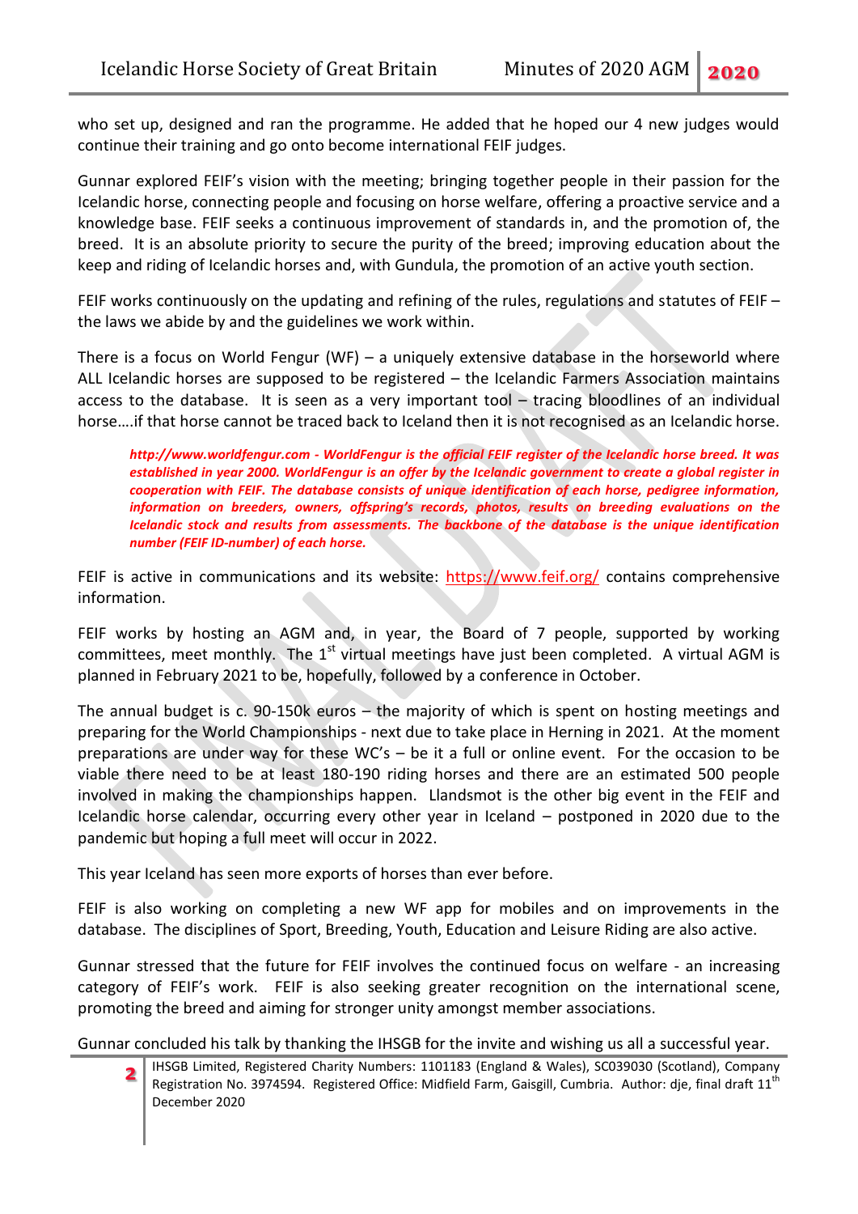who set up, designed and ran the programme. He added that he hoped our 4 new judges would continue their training and go onto become international FEIF judges.

Gunnar explored FEIF's vision with the meeting; bringing together people in their passion for the Icelandic horse, connecting people and focusing on horse welfare, offering a proactive service and a knowledge base. FEIF seeks a continuous improvement of standards in, and the promotion of, the breed. It is an absolute priority to secure the purity of the breed; improving education about the keep and riding of Icelandic horses and, with Gundula, the promotion of an active youth section.

FEIF works continuously on the updating and refining of the rules, regulations and statutes of FEIF – the laws we abide by and the guidelines we work within.

There is a focus on World Fengur (WF) – a uniquely extensive database in the horseworld where ALL Icelandic horses are supposed to be registered – the Icelandic Farmers Association maintains access to the database. It is seen as a very important tool – tracing bloodlines of an individual horse….if that horse cannot be traced back to Iceland then it is not recognised as an Icelandic horse.

> ***http://www.worldfengur.com - WorldFengur is the official FEIF register of the Icelandic horse breed. It was established in year 2000. WorldFengur is an offer by the Icelandic government to create a global register in cooperation with FEIF. The database consists of unique identification of each horse, pedigree information, information on breeders, owners, offspring's records, photos, results on breeding evaluations on the Icelandic stock and results from assessments. The backbone of the database is the unique identification number (FEIF ID-number) of each horse.***

FEIF is active in communications and its website: https://www.feif.org/ contains comprehensive information.

FEIF works by hosting an AGM and, in year, the Board of 7 people, supported by working committees, meet monthly. The 1st virtual meetings have just been completed. A virtual AGM is planned in February 2021 to be, hopefully, followed by a conference in October.

The annual budget is c. 90-150k euros – the majority of which is spent on hosting meetings and preparing for the World Championships - next due to take place in Herning in 2021. At the moment preparations are under way for these WC's – be it a full or online event. For the occasion to be viable there need to be at least 180-190 riding horses and there are an estimated 500 people involved in making the championships happen. Llandsmot is the other big event in the FEIF and Icelandic horse calendar, occurring every other year in Iceland – postponed in 2020 due to the pandemic but hoping a full meet will occur in 2022.

This year Iceland has seen more exports of horses than ever before.

FEIF is also working on completing a new WF app for mobiles and on improvements in the database. The disciplines of Sport, Breeding, Youth, Education and Leisure Riding are also active.

Gunnar stressed that the future for FEIF involves the continued focus on welfare - an increasing category of FEIF's work. FEIF is also seeking greater recognition on the international scene, promoting the breed and aiming for stronger unity amongst member associations.

Gunnar concluded his talk by thanking the IHSGB for the invite and wishing us all a successful year.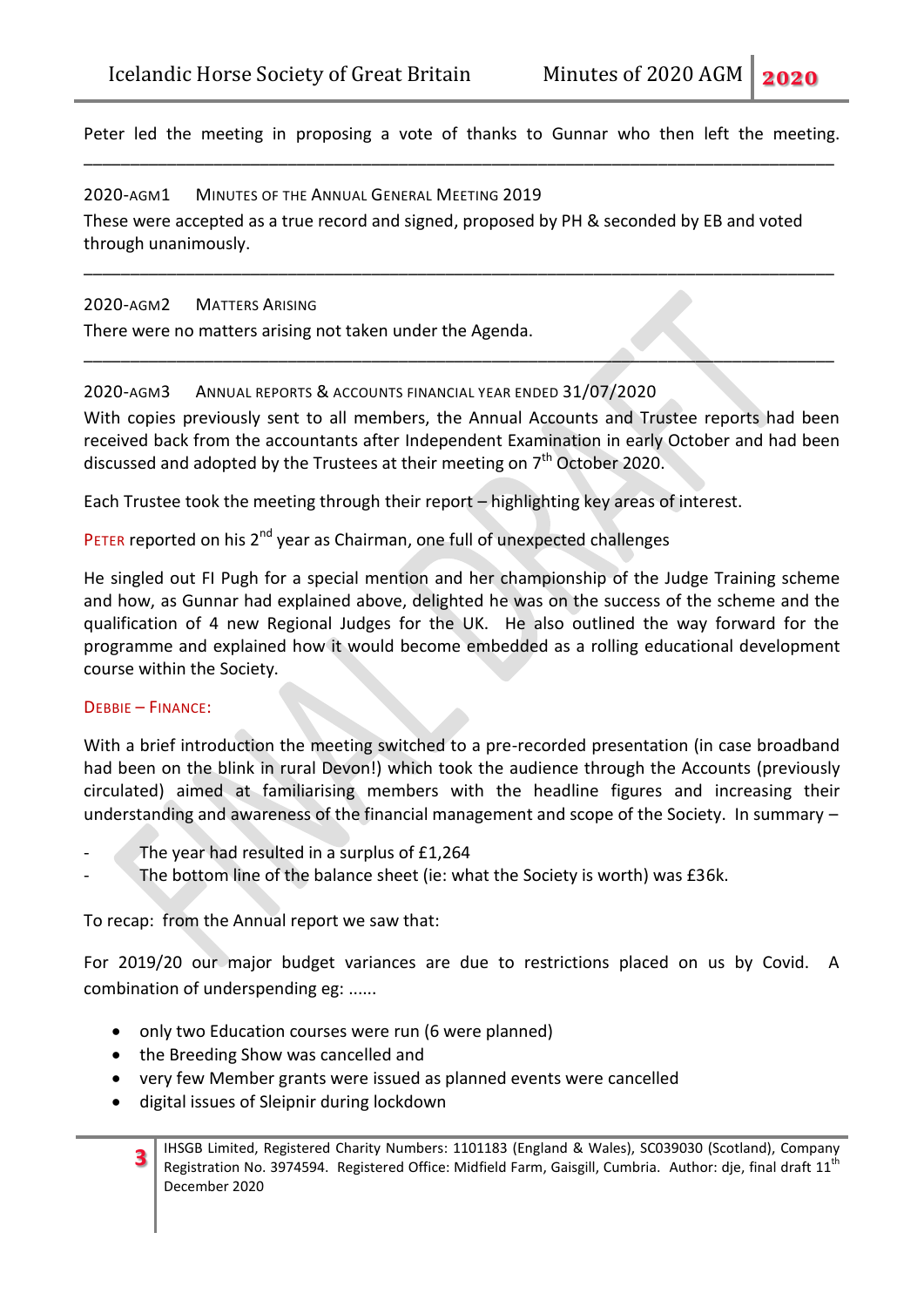Peter led the meeting in proposing a vote of thanks to Gunnar who then left the meeting.

---

### 2020-AGM1 Minutes of the Annual General Meeting 2019

These were accepted as a true record and signed, proposed by PH & seconded by EB and voted through unanimously.

---

### 2020-AGM2 Matters Arising

There were no matters arising not taken under the Agenda.

---

### 2020-AGM3 Annual Reports & Accounts Financial Year Ended 31/07/2020

With copies previously sent to all members, the Annual Accounts and Trustee reports had been received back from the accountants after Independent Examination in early October and had been discussed and adopted by the Trustees at their meeting on 7th October 2020.

Each Trustee took the meeting through their report – highlighting key areas of interest.

Peter reported on his 2nd year as Chairman, one full of unexpected challenges

He singled out Fl Pugh for a special mention and her championship of the Judge Training scheme and how, as Gunnar had explained above, delighted he was on the success of the scheme and the qualification of 4 new Regional Judges for the UK. He also outlined the way forward for the programme and explained how it would become embedded as a rolling educational development course within the Society.

Debbie – Finance:

With a brief introduction the meeting switched to a pre-recorded presentation (in case broadband had been on the blink in rural Devon!) which took the audience through the Accounts (previously circulated) aimed at familiarising members with the headline figures and increasing their understanding and awareness of the financial management and scope of the Society. In summary –

- The year had resulted in a surplus of £1,264
- The bottom line of the balance sheet (ie: what the Society is worth) was £36k.

To recap: from the Annual report we saw that:

For 2019/20 our major budget variances are due to restrictions placed on us by Covid. A combination of underspending eg: ......

- only two Education courses were run (6 were planned)
- the Breeding Show was cancelled and
- very few Member grants were issued as planned events were cancelled
- digital issues of Sleipnir during lockdown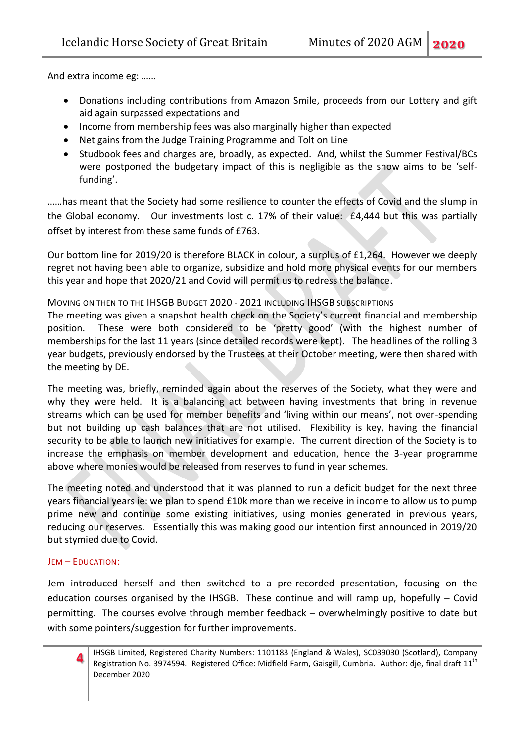And extra income eg: ……

- Donations including contributions from Amazon Smile, proceeds from our Lottery and gift aid again surpassed expectations and
- Income from membership fees was also marginally higher than expected
- Net gains from the Judge Training Programme and Tolt on Line
- Studbook fees and charges are, broadly, as expected. And, whilst the Summer Festival/BCs were postponed the budgetary impact of this is negligible as the show aims to be 'self-funding'.

……has meant that the Society had some resilience to counter the effects of Covid and the slump in the Global economy. Our investments lost c. 17% of their value: £4,444 but this was partially offset by interest from these same funds of £763.

Our bottom line for 2019/20 is therefore BLACK in colour, a surplus of £1,264. However we deeply regret not having been able to organize, subsidize and hold more physical events for our members this year and hope that 2020/21 and Covid will permit us to redress the balance.

Moving on then to the IHSGB Budget 2020 - 2021 including IHSGB subscriptions

The meeting was given a snapshot health check on the Society's current financial and membership position. These were both considered to be 'pretty good' (with the highest number of memberships for the last 11 years (since detailed records were kept). The headlines of the rolling 3 year budgets, previously endorsed by the Trustees at their October meeting, were then shared with the meeting by DE.

The meeting was, briefly, reminded again about the reserves of the Society, what they were and why they were held. It is a balancing act between having investments that bring in revenue streams which can be used for member benefits and 'living within our means', not over-spending but not building up cash balances that are not utilised. Flexibility is key, having the financial security to be able to launch new initiatives for example. The current direction of the Society is to increase the emphasis on member development and education, hence the 3-year programme above where monies would be released from reserves to fund in year schemes.

The meeting noted and understood that it was planned to run a deficit budget for the next three years financial years ie: we plan to spend £10k more than we receive in income to allow us to pump prime new and continue some existing initiatives, using monies generated in previous years, reducing our reserves. Essentially this was making good our intention first announced in 2019/20 but stymied due to Covid.

### Jem – Education:

Jem introduced herself and then switched to a pre-recorded presentation, focusing on the education courses organised by the IHSGB. These continue and will ramp up, hopefully – Covid permitting. The courses evolve through member feedback – overwhelmingly positive to date but with some pointers/suggestion for further improvements.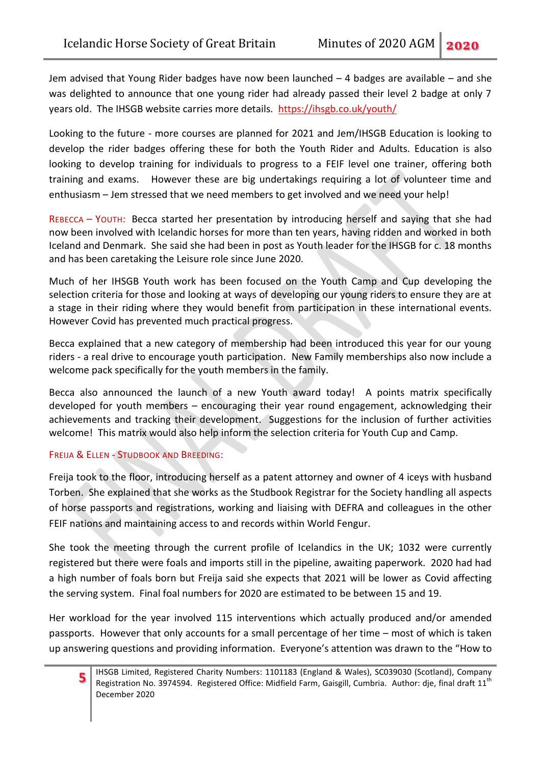Jem advised that Young Rider badges have now been launched – 4 badges are available – and she was delighted to announce that one young rider had already passed their level 2 badge at only 7 years old. The IHSGB website carries more details. https://ihsgb.co.uk/youth/

Looking to the future - more courses are planned for 2021 and Jem/IHSGB Education is looking to develop the rider badges offering these for both the Youth Rider and Adults. Education is also looking to develop training for individuals to progress to a FEIF level one trainer, offering both training and exams. However these are big undertakings requiring a lot of volunteer time and enthusiasm – Jem stressed that we need members to get involved and we need your help!

REBECCA – YOUTH: Becca started her presentation by introducing herself and saying that she had now been involved with Icelandic horses for more than ten years, having ridden and worked in both Iceland and Denmark. She said she had been in post as Youth leader for the IHSGB for c. 18 months and has been caretaking the Leisure role since June 2020.

Much of her IHSGB Youth work has been focused on the Youth Camp and Cup developing the selection criteria for those and looking at ways of developing our young riders to ensure they are at a stage in their riding where they would benefit from participation in these international events. However Covid has prevented much practical progress.

Becca explained that a new category of membership had been introduced this year for our young riders - a real drive to encourage youth participation. New Family memberships also now include a welcome pack specifically for the youth members in the family.

Becca also announced the launch of a new Youth award today! A points matrix specifically developed for youth members – encouraging their year round engagement, acknowledging their achievements and tracking their development. Suggestions for the inclusion of further activities welcome! This matrix would also help inform the selection criteria for Youth Cup and Camp.

FREIJA & ELLEN - STUDBOOK AND BREEDING:

Freija took to the floor, introducing herself as a patent attorney and owner of 4 iceys with husband Torben. She explained that she works as the Studbook Registrar for the Society handling all aspects of horse passports and registrations, working and liaising with DEFRA and colleagues in the other FEIF nations and maintaining access to and records within World Fengur.

She took the meeting through the current profile of Icelandics in the UK; 1032 were currently registered but there were foals and imports still in the pipeline, awaiting paperwork. 2020 had had a high number of foals born but Freija said she expects that 2021 will be lower as Covid affecting the serving system. Final foal numbers for 2020 are estimated to be between 15 and 19.

Her workload for the year involved 115 interventions which actually produced and/or amended passports. However that only accounts for a small percentage of her time – most of which is taken up answering questions and providing information. Everyone's attention was drawn to the "How to

IHSGB Limited, Registered Charity Numbers: 1101183 (England & Wales), SC039030 (Scotland), Company Registration No. 3974594. Registered Office: Midfield Farm, Gaisgill, Cumbria. Author: dje, final draft 11th December 2020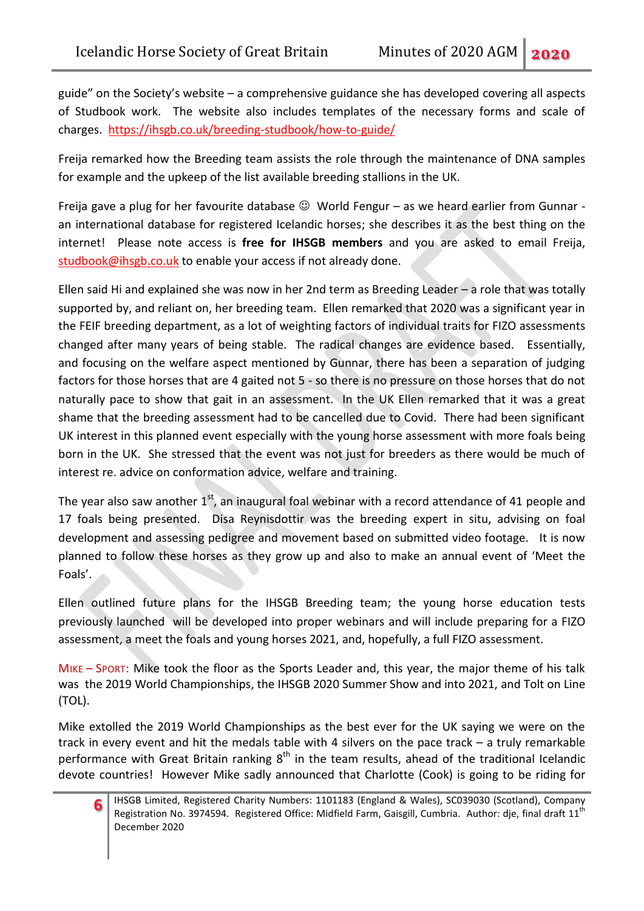guide" on the Society's website – a comprehensive guidance she has developed covering all aspects of Studbook work. The website also includes templates of the necessary forms and scale of charges. https://ihsgb.co.uk/breeding-studbook/how-to-guide/

Freija remarked how the Breeding team assists the role through the maintenance of DNA samples for example and the upkeep of the list available breeding stallions in the UK.

Freija gave a plug for her favourite database ☺ World Fengur – as we heard earlier from Gunnar - an international database for registered Icelandic horses; she describes it as the best thing on the internet! Please note access is **free for IHSGB members** and you are asked to email Freija, studbook@ihsgb.co.uk to enable your access if not already done.

Ellen said Hi and explained she was now in her 2nd term as Breeding Leader – a role that was totally supported by, and reliant on, her breeding team. Ellen remarked that 2020 was a significant year in the FEIF breeding department, as a lot of weighting factors of individual traits for FIZO assessments changed after many years of being stable. The radical changes are evidence based. Essentially, and focusing on the welfare aspect mentioned by Gunnar, there has been a separation of judging factors for those horses that are 4 gaited not 5 - so there is no pressure on those horses that do not naturally pace to show that gait in an assessment. In the UK Ellen remarked that it was a great shame that the breeding assessment had to be cancelled due to Covid. There had been significant UK interest in this planned event especially with the young horse assessment with more foals being born in the UK. She stressed that the event was not just for breeders as there would be much of interest re. advice on conformation advice, welfare and training.

The year also saw another 1st, an inaugural foal webinar with a record attendance of 41 people and 17 foals being presented. Disa Reynisdottir was the breeding expert in situ, advising on foal development and assessing pedigree and movement based on submitted video footage. It is now planned to follow these horses as they grow up and also to make an annual event of 'Meet the Foals'.

Ellen outlined future plans for the IHSGB Breeding team; the young horse education tests previously launched will be developed into proper webinars and will include preparing for a FIZO assessment, a meet the foals and young horses 2021, and, hopefully, a full FIZO assessment.

MIKE – SPORT: Mike took the floor as the Sports Leader and, this year, the major theme of his talk was the 2019 World Championships, the IHSGB 2020 Summer Show and into 2021, and Tolt on Line (TOL).

Mike extolled the 2019 World Championships as the best ever for the UK saying we were on the track in every event and hit the medals table with 4 silvers on the pace track – a truly remarkable performance with Great Britain ranking 8th in the team results, ahead of the traditional Icelandic devote countries! However Mike sadly announced that Charlotte (Cook) is going to be riding for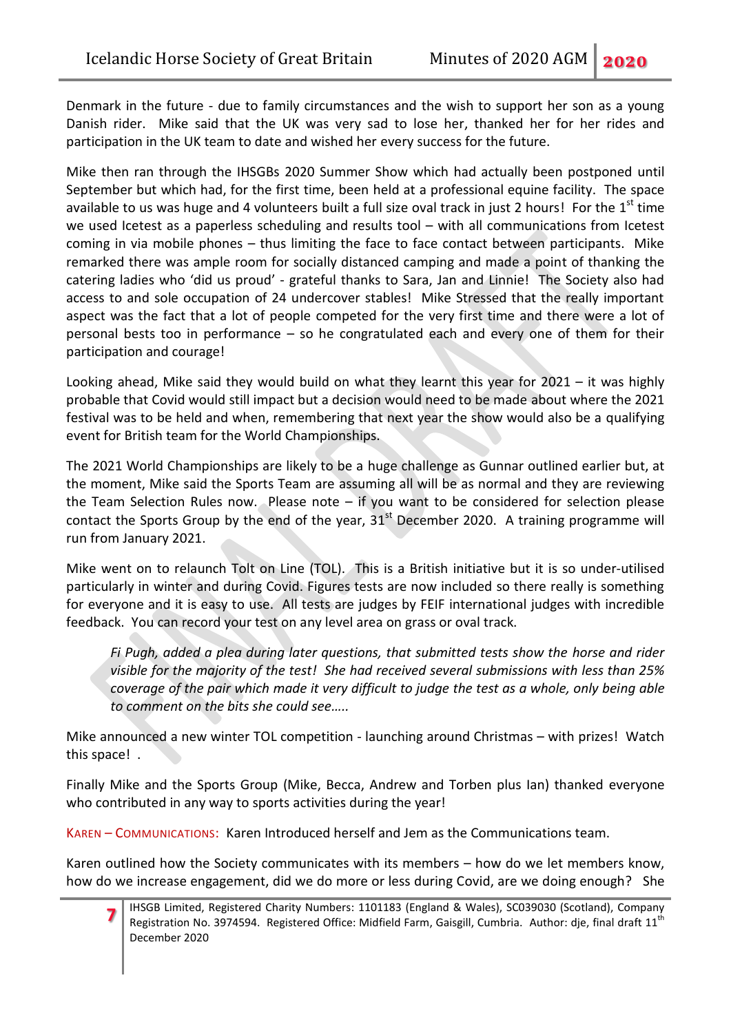Denmark in the future - due to family circumstances and the wish to support her son as a young Danish rider. Mike said that the UK was very sad to lose her, thanked her for her rides and participation in the UK team to date and wished her every success for the future.

Mike then ran through the IHSGBs 2020 Summer Show which had actually been postponed until September but which had, for the first time, been held at a professional equine facility. The space available to us was huge and 4 volunteers built a full size oval track in just 2 hours! For the 1st time we used Icetest as a paperless scheduling and results tool – with all communications from Icetest coming in via mobile phones – thus limiting the face to face contact between participants. Mike remarked there was ample room for socially distanced camping and made a point of thanking the catering ladies who 'did us proud' - grateful thanks to Sara, Jan and Linnie! The Society also had access to and sole occupation of 24 undercover stables! Mike Stressed that the really important aspect was the fact that a lot of people competed for the very first time and there were a lot of personal bests too in performance – so he congratulated each and every one of them for their participation and courage!

Looking ahead, Mike said they would build on what they learnt this year for 2021 – it was highly probable that Covid would still impact but a decision would need to be made about where the 2021 festival was to be held and when, remembering that next year the show would also be a qualifying event for British team for the World Championships.

The 2021 World Championships are likely to be a huge challenge as Gunnar outlined earlier but, at the moment, Mike said the Sports Team are assuming all will be as normal and they are reviewing the Team Selection Rules now. Please note – if you want to be considered for selection please contact the Sports Group by the end of the year, 31st December 2020. A training programme will run from January 2021.

Mike went on to relaunch Tolt on Line (TOL). This is a British initiative but it is so under-utilised particularly in winter and during Covid. Figures tests are now included so there really is something for everyone and it is easy to use. All tests are judges by FEIF international judges with incredible feedback. You can record your test on any level area on grass or oval track.

> *Fi Pugh, added a plea during later questions, that submitted tests show the horse and rider visible for the majority of the test! She had received several submissions with less than 25% coverage of the pair which made it very difficult to judge the test as a whole, only being able to comment on the bits she could see…..*

Mike announced a new winter TOL competition - launching around Christmas – with prizes! Watch this space! .

Finally Mike and the Sports Group (Mike, Becca, Andrew and Torben plus Ian) thanked everyone who contributed in any way to sports activities during the year!

KAREN – COMMUNICATIONS: Karen Introduced herself and Jem as the Communications team.

Karen outlined how the Society communicates with its members – how do we let members know, how do we increase engagement, did we do more or less during Covid, are we doing enough? She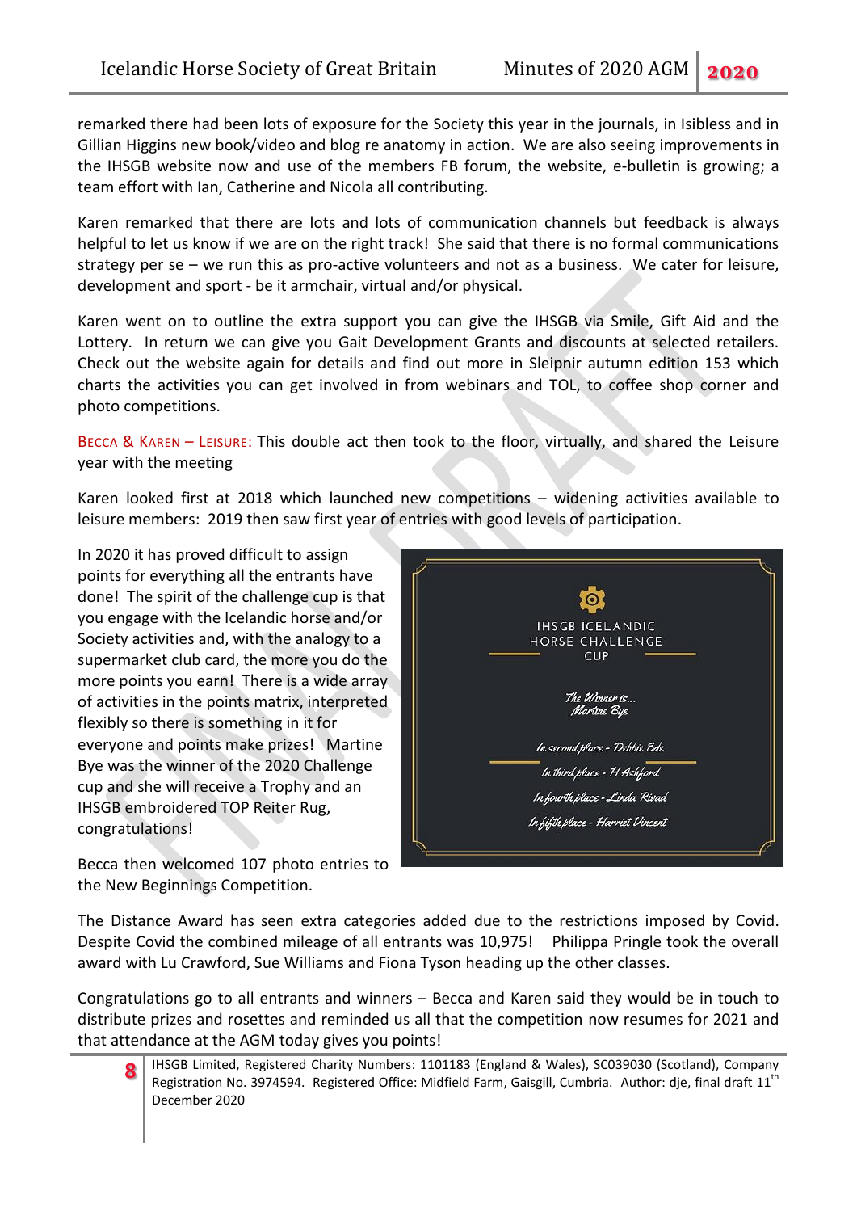remarked there had been lots of exposure for the Society this year in the journals, in Isibless and in Gillian Higgins new book/video and blog re anatomy in action. We are also seeing improvements in the IHSGB website now and use of the members FB forum, the website, e-bulletin is growing; a team effort with Ian, Catherine and Nicola all contributing.

Karen remarked that there are lots and lots of communication channels but feedback is always helpful to let us know if we are on the right track! She said that there is no formal communications strategy per se – we run this as pro-active volunteers and not as a business. We cater for leisure, development and sport - be it armchair, virtual and/or physical.

Karen went on to outline the extra support you can give the IHSGB via Smile, Gift Aid and the Lottery. In return we can give you Gait Development Grants and discounts at selected retailers. Check out the website again for details and find out more in Sleipnir autumn edition 153 which charts the activities you can get involved in from webinars and TOL, to coffee shop corner and photo competitions.

BECCA & KAREN – LEISURE: This double act then took to the floor, virtually, and shared the Leisure year with the meeting

Karen looked first at 2018 which launched new competitions – widening activities available to leisure members: 2019 then saw first year of entries with good levels of participation.

In 2020 it has proved difficult to assign points for everything all the entrants have done! The spirit of the challenge cup is that you engage with the Icelandic horse and/or Society activities and, with the analogy to a supermarket club card, the more you do the more points you earn! There is a wide array of activities in the points matrix, interpreted flexibly so there is something in it for everyone and points make prizes! Martine Bye was the winner of the 2020 Challenge cup and she will receive a Trophy and an IHSGB embroidered TOP Reiter Rug, congratulations!

IHSGB ICELANDIC HORSE CHALLENGE CUP

*The Winner is... Martine Bye*

*In second place - Debbie Ede*

*In third place - H Ashford*

*In fourth place - Linda Rivad*

*In fifth place - Harriet Vincent*

Becca then welcomed 107 photo entries to the New Beginnings Competition.

The Distance Award has seen extra categories added due to the restrictions imposed by Covid. Despite Covid the combined mileage of all entrants was 10,975! Philippa Pringle took the overall award with Lu Crawford, Sue Williams and Fiona Tyson heading up the other classes.

Congratulations go to all entrants and winners – Becca and Karen said they would be in touch to distribute prizes and rosettes and reminded us all that the competition now resumes for 2021 and that attendance at the AGM today gives you points!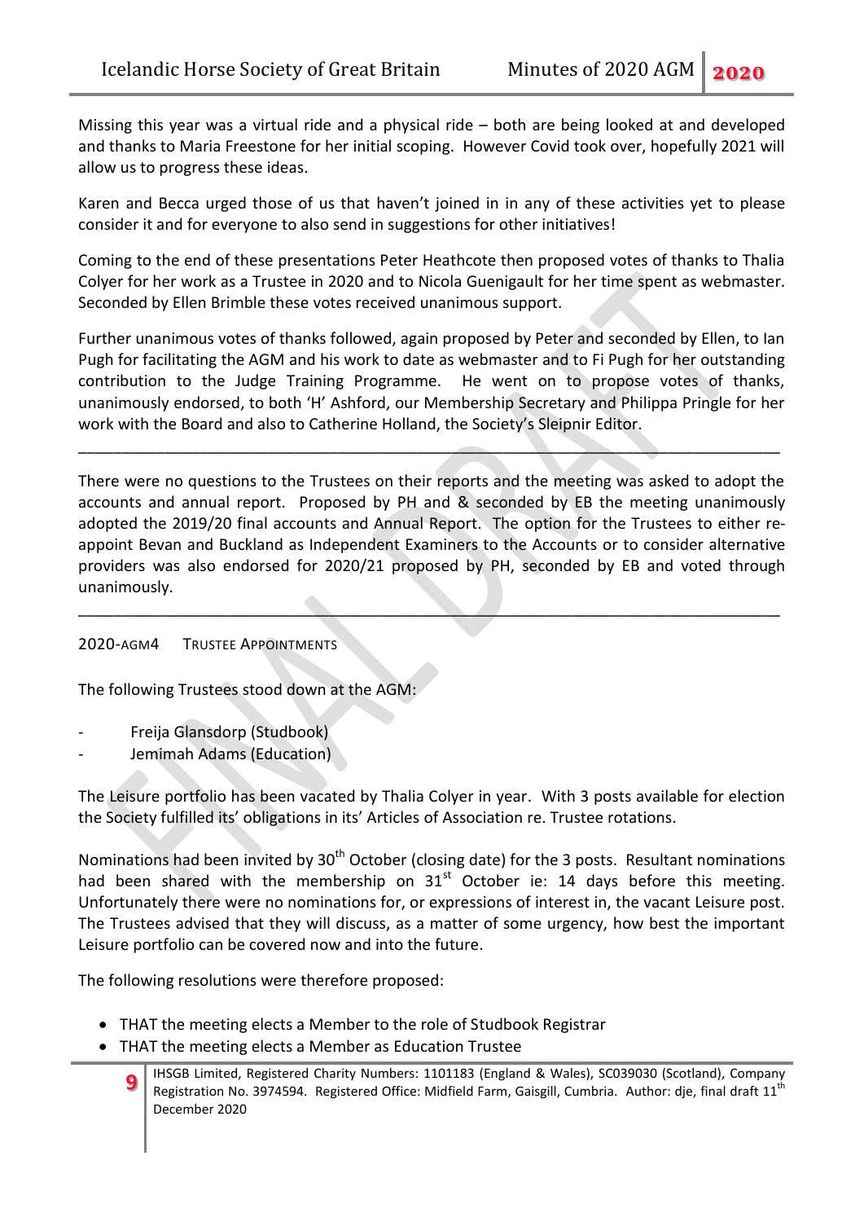Missing this year was a virtual ride and a physical ride – both are being looked at and developed and thanks to Maria Freestone for her initial scoping. However Covid took over, hopefully 2021 will allow us to progress these ideas.

Karen and Becca urged those of us that haven't joined in in any of these activities yet to please consider it and for everyone to also send in suggestions for other initiatives!

Coming to the end of these presentations Peter Heathcote then proposed votes of thanks to Thalia Colyer for her work as a Trustee in 2020 and to Nicola Guenigault for her time spent as webmaster. Seconded by Ellen Brimble these votes received unanimous support.

Further unanimous votes of thanks followed, again proposed by Peter and seconded by Ellen, to Ian Pugh for facilitating the AGM and his work to date as webmaster and to Fi Pugh for her outstanding contribution to the Judge Training Programme. He went on to propose votes of thanks, unanimously endorsed, to both 'H' Ashford, our Membership Secretary and Philippa Pringle for her work with the Board and also to Catherine Holland, the Society's Sleipnir Editor.

---

There were no questions to the Trustees on their reports and the meeting was asked to adopt the accounts and annual report. Proposed by PH and & seconded by EB the meeting unanimously adopted the 2019/20 final accounts and Annual Report. The option for the Trustees to either re-appoint Bevan and Buckland as Independent Examiners to the Accounts or to consider alternative providers was also endorsed for 2020/21 proposed by PH, seconded by EB and voted through unanimously.

---

2020-AGM4 TRUSTEE APPOINTMENTS

The following Trustees stood down at the AGM:

- Freija Glansdorp (Studbook)
- Jemimah Adams (Education)

The Leisure portfolio has been vacated by Thalia Colyer in year. With 3 posts available for election the Society fulfilled its' obligations in its' Articles of Association re. Trustee rotations.

Nominations had been invited by 30th October (closing date) for the 3 posts. Resultant nominations had been shared with the membership on 31st October ie: 14 days before this meeting. Unfortunately there were no nominations for, or expressions of interest in, the vacant Leisure post. The Trustees advised that they will discuss, as a matter of some urgency, how best the important Leisure portfolio can be covered now and into the future.

The following resolutions were therefore proposed:

- THAT the meeting elects a Member to the role of Studbook Registrar
- THAT the meeting elects a Member as Education Trustee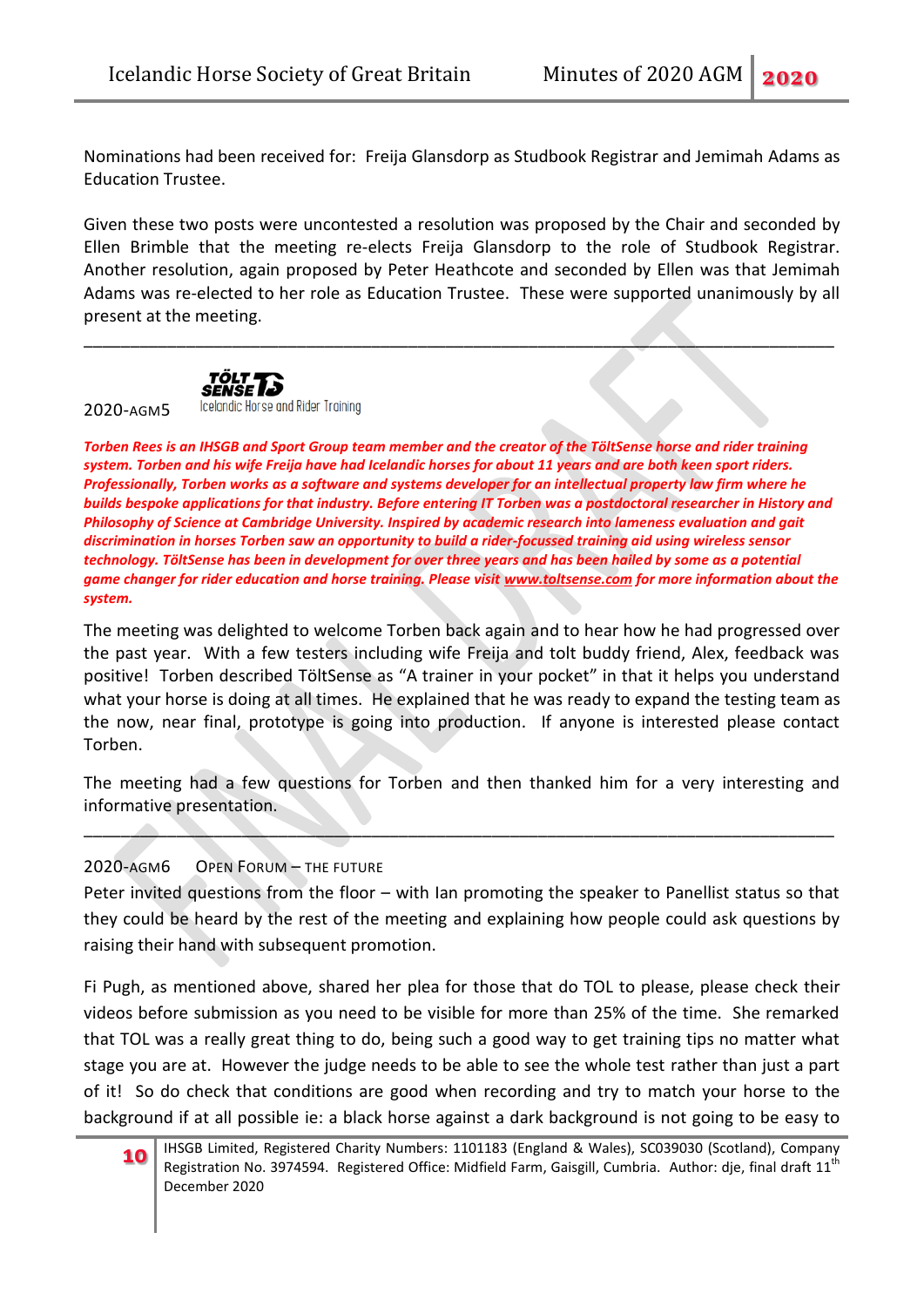Nominations had been received for: Freija Glansdorp as Studbook Registrar and Jemimah Adams as Education Trustee.

Given these two posts were uncontested a resolution was proposed by the Chair and seconded by Ellen Brimble that the meeting re-elects Freija Glansdorp to the role of Studbook Registrar. Another resolution, again proposed by Peter Heathcote and seconded by Ellen was that Jemimah Adams was re-elected to her role as Education Trustee. These were supported unanimously by all present at the meeting.

---

2020-AGM5 TÖLT SENSE Icelandic Horse and Rider Training

***Torben Rees is an IHSGB and Sport Group team member and the creator of the TöltSense horse and rider training system. Torben and his wife Freija have had Icelandic horses for about 11 years and are both keen sport riders. Professionally, Torben works as a software and systems developer for an intellectual property law firm where he builds bespoke applications for that industry. Before entering IT Torben was a postdoctoral researcher in History and Philosophy of Science at Cambridge University. Inspired by academic research into lameness evaluation and gait discrimination in horses Torben saw an opportunity to build a rider-focussed training aid using wireless sensor technology. TöltSense has been in development for over three years and has been hailed by some as a potential game changer for rider education and horse training. Please visit www.toltsense.com for more information about the system.***

The meeting was delighted to welcome Torben back again and to hear how he had progressed over the past year. With a few testers including wife Freija and tolt buddy friend, Alex, feedback was positive! Torben described TöltSense as "A trainer in your pocket" in that it helps you understand what your horse is doing at all times. He explained that he was ready to expand the testing team as the now, near final, prototype is going into production. If anyone is interested please contact Torben.

The meeting had a few questions for Torben and then thanked him for a very interesting and informative presentation.

---

2020-AGM6 OPEN FORUM – THE FUTURE

Peter invited questions from the floor – with Ian promoting the speaker to Panellist status so that they could be heard by the rest of the meeting and explaining how people could ask questions by raising their hand with subsequent promotion.

Fi Pugh, as mentioned above, shared her plea for those that do TOL to please, please check their videos before submission as you need to be visible for more than 25% of the time. She remarked that TOL was a really great thing to do, being such a good way to get training tips no matter what stage you are at. However the judge needs to be able to see the whole test rather than just a part of it! So do check that conditions are good when recording and try to match your horse to the background if at all possible ie: a black horse against a dark background is not going to be easy to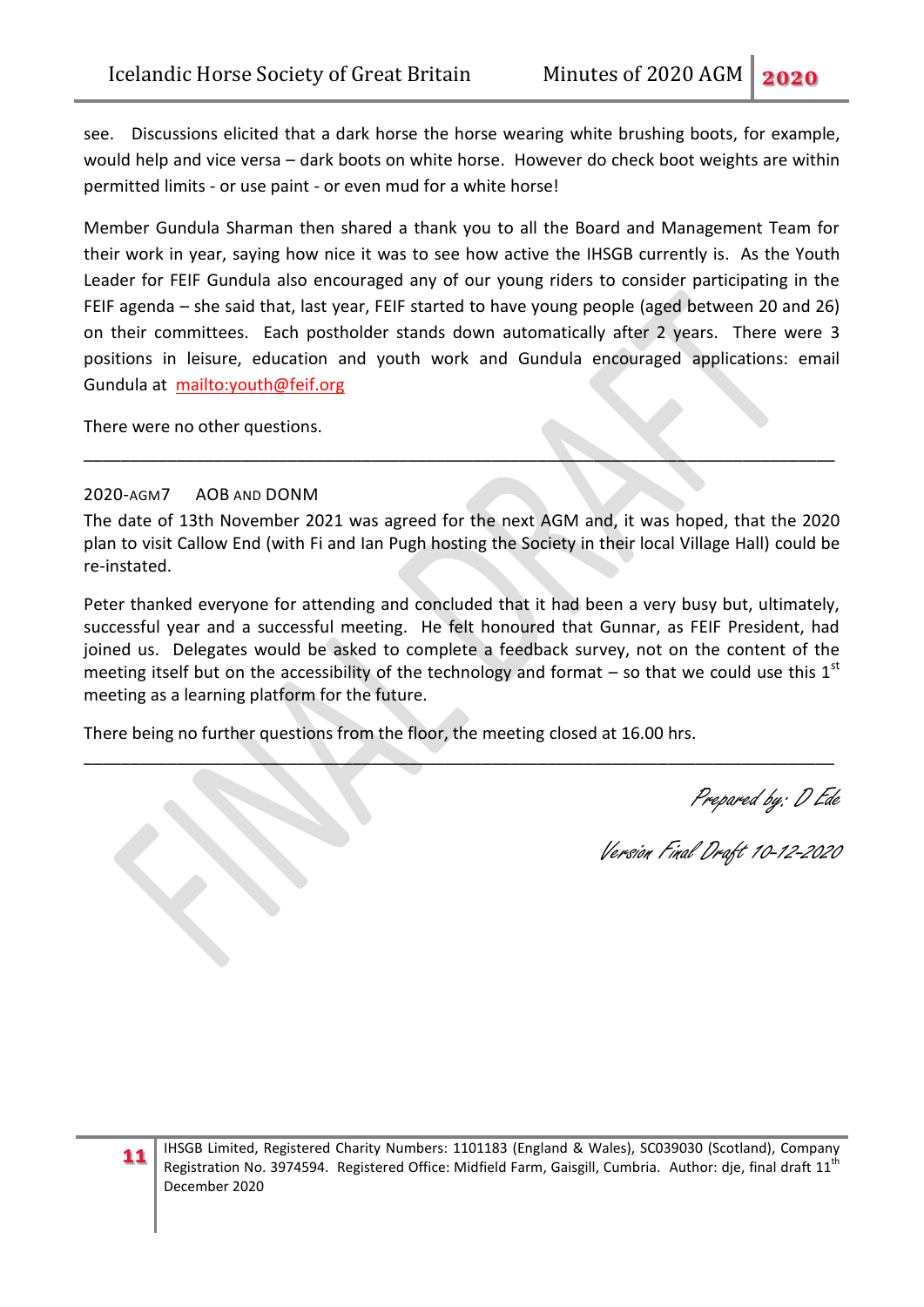see. Discussions elicited that a dark horse the horse wearing white brushing boots, for example, would help and vice versa – dark boots on white horse. However do check boot weights are within permitted limits - or use paint - or even mud for a white horse!

Member Gundula Sharman then shared a thank you to all the Board and Management Team for their work in year, saying how nice it was to see how active the IHSGB currently is. As the Youth Leader for FEIF Gundula also encouraged any of our young riders to consider participating in the FEIF agenda – she said that, last year, FEIF started to have young people (aged between 20 and 26) on their committees. Each postholder stands down automatically after 2 years. There were 3 positions in leisure, education and youth work and Gundula encouraged applications: email Gundula at mailto:youth@feif.org

There were no other questions.

---

2020-AGM7 AOB AND DONM

The date of 13th November 2021 was agreed for the next AGM and, it was hoped, that the 2020 plan to visit Callow End (with Fi and Ian Pugh hosting the Society in their local Village Hall) could be re-instated.

Peter thanked everyone for attending and concluded that it had been a very busy but, ultimately, successful year and a successful meeting. He felt honoured that Gunnar, as FEIF President, had joined us. Delegates would be asked to complete a feedback survey, not on the content of the meeting itself but on the accessibility of the technology and format – so that we could use this 1st meeting as a learning platform for the future.

There being no further questions from the floor, the meeting closed at 16.00 hrs.

---

*Prepared by: D Ede*

*Version Final Draft 10-12-2020*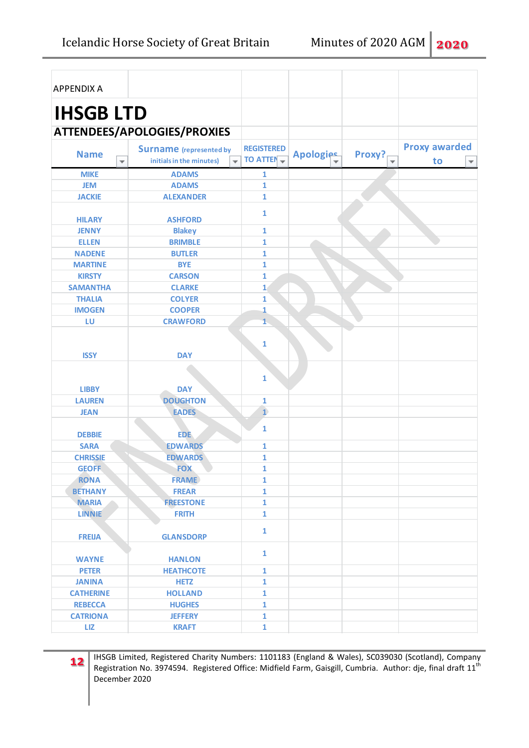APPENDIX A

# IHSGB LTD

## ATTENDEES/APOLOGIES/PROXIES

| Name | Surname (represented by initials in the minutes) | REGISTERED TO ATTEN | Apologies | Proxy? | Proxy awarded to |
|---|---|---|---|---|---|
| MIKE | ADAMS | 1 | | | |
| JEM | ADAMS | 1 | | | |
| JACKIE | ALEXANDER | 1 | | | |
| HILARY | ASHFORD | 1 | | | |
| JENNY | Blakey | 1 | | | |
| ELLEN | BRIMBLE | 1 | | | |
| NADENE | BUTLER | 1 | | | |
| MARTINE | BYE | 1 | | | |
| KIRSTY | CARSON | 1 | | | |
| SAMANTHA | CLARKE | 1 | | | |
| THALIA | COLYER | 1 | | | |
| IMOGEN | COOPER | 1 | | | |
| LU | CRAWFORD | 1 | | | |
| ISSY | DAY | 1 | | | |
| LIBBY | DAY | 1 | | | |
| LAUREN | DOUGHTON | 1 | | | |
| JEAN | EADES | 1 | | | |
| DEBBIE | EDE | 1 | | | |
| SARA | EDWARDS | 1 | | | |
| CHRISSIE | EDWARDS | 1 | | | |
| GEOFF | FOX | 1 | | | |
| RONA | FRAME | 1 | | | |
| BETHANY | FREAR | 1 | | | |
| MARIA | FREESTONE | 1 | | | |
| LINNIE | FRITH | 1 | | | |
| FREIJA | GLANSDORP | 1 | | | |
| WAYNE | HANLON | 1 | | | |
| PETER | HEATHCOTE | 1 | | | |
| JANINA | HETZ | 1 | | | |
| CATHERINE | HOLLAND | 1 | | | |
| REBECCA | HUGHES | 1 | | | |
| CATRIONA | JEFFERY | 1 | | | |
| LIZ | KRAFT | 1 | | | |

IHSGB Limited, Registered Charity Numbers: 1101183 (England & Wales), SC039030 (Scotland), Company Registration No. 3974594. Registered Office: Midfield Farm, Gaisgill, Cumbria. Author: dje, final draft 11th December 2020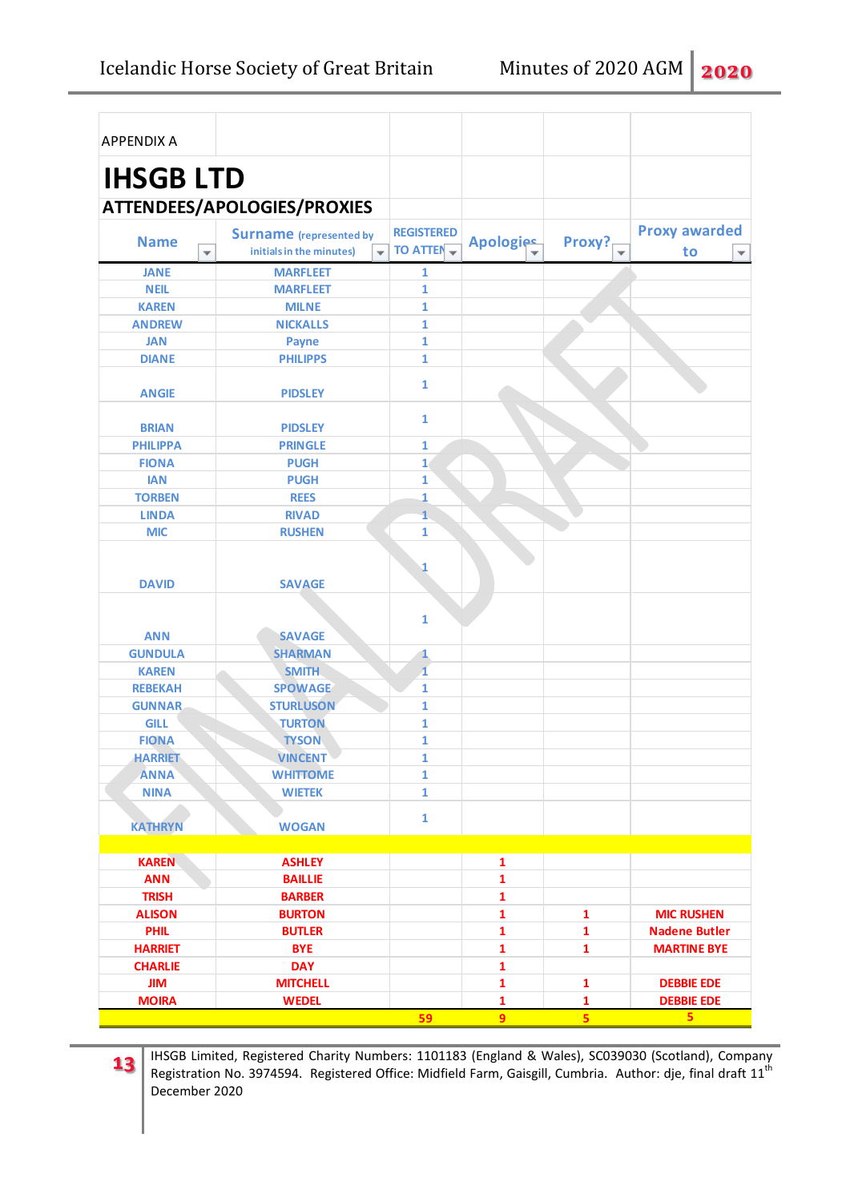APPENDIX A

# IHSGB LTD

## ATTENDEES/APOLOGIES/PROXIES

| Name | Surname (represented by initials in the minutes) | REGISTERED TO ATTEN | Apologies | Proxy? | Proxy awarded to |
|---|---|---|---|---|---|
| JANE | MARFLEET | 1 | | | |
| NEIL | MARFLEET | 1 | | | |
| KAREN | MILNE | 1 | | | |
| ANDREW | NICKALLS | 1 | | | |
| JAN | Payne | 1 | | | |
| DIANE | PHILIPPS | 1 | | | |
| ANGIE | PIDSLEY | 1 | | | |
| BRIAN | PIDSLEY | 1 | | | |
| PHILIPPA | PRINGLE | 1 | | | |
| FIONA | PUGH | 1 | | | |
| IAN | PUGH | 1 | | | |
| TORBEN | REES | 1 | | | |
| LINDA | RIVAD | 1 | | | |
| MIC | RUSHEN | 1 | | | |
| DAVID | SAVAGE | 1 | | | |
| ANN | SAVAGE | 1 | | | |
| GUNDULA | SHARMAN | 1 | | | |
| KAREN | SMITH | 1 | | | |
| REBEKAH | SPOWAGE | 1 | | | |
| GUNNAR | STURLUSON | 1 | | | |
| GILL | TURTON | 1 | | | |
| FIONA | TYSON | 1 | | | |
| HARRIET | VINCENT | 1 | | | |
| ANNA | WHITTOME | 1 | | | |
| NINA | WIETEK | 1 | | | |
| KATHRYN | WOGAN | 1 | | | |
| | | | | | |
| KAREN | ASHLEY | | 1 | | |
| ANN | BAILLIE | | 1 | | |
| TRISH | BARBER | | 1 | | |
| ALISON | BURTON | | 1 | 1 | MIC RUSHEN |
| PHIL | BUTLER | | 1 | 1 | Nadene Butler |
| HARRIET | BYE | | 1 | 1 | MARTINE BYE |
| CHARLIE | DAY | | 1 | | |
| JIM | MITCHELL | | 1 | 1 | DEBBIE EDE |
| MOIRA | WEDEL | | 1 | 1 | DEBBIE EDE |
| | | 59 | 9 | 5 | 5 |

FINAL DRAFT

IHSGB Limited, Registered Charity Numbers: 1101183 (England & Wales), SC039030 (Scotland), Company Registration No. 3974594. Registered Office: Midfield Farm, Gaisgill, Cumbria. Author: dje, final draft 11th December 2020